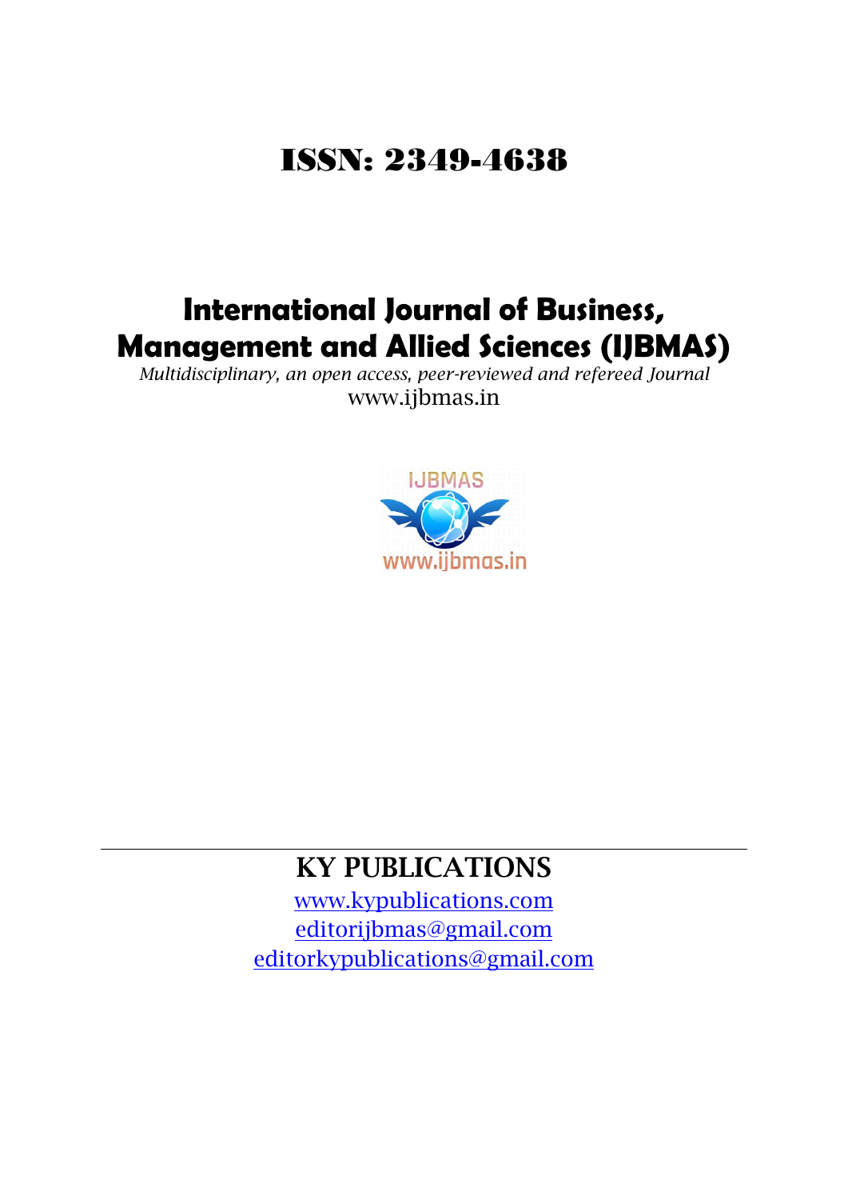# ISSN: 2349-4638

# International Journal of Business, Management and Allied Sciences (IJBMAS)

*Multidisciplinary, an open access, peer-reviewed and refereed Journal*

www.ijbmas.in

## KY PUBLICATIONS

www.kypublications.com

editorijbmas@gmail.com

editorkypublications@gmail.com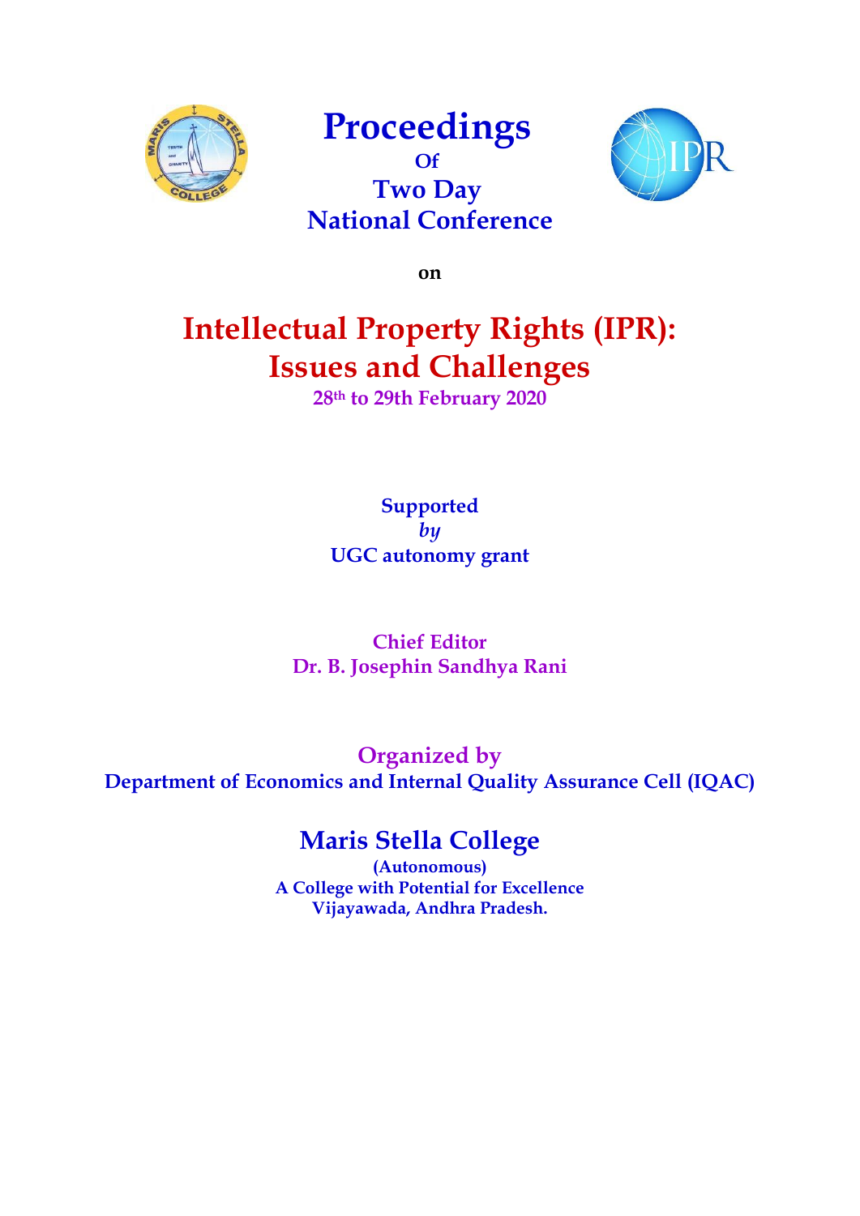# Proceedings

**Of**

**Two Day**

**National Conference**

**on**

# Intellectual Property Rights (IPR): Issues and Challenges

**28th to 29th February 2020**

**Supported**

***by***

**UGC autonomy grant**

**Chief Editor**

**Dr. B. Josephin Sandhya Rani**

**Organized by**

**Department of Economics and Internal Quality Assurance Cell (IQAC)**

## Maris Stella College

**(Autonomous)**

**A College with Potential for Excellence**

**Vijayawada, Andhra Pradesh.**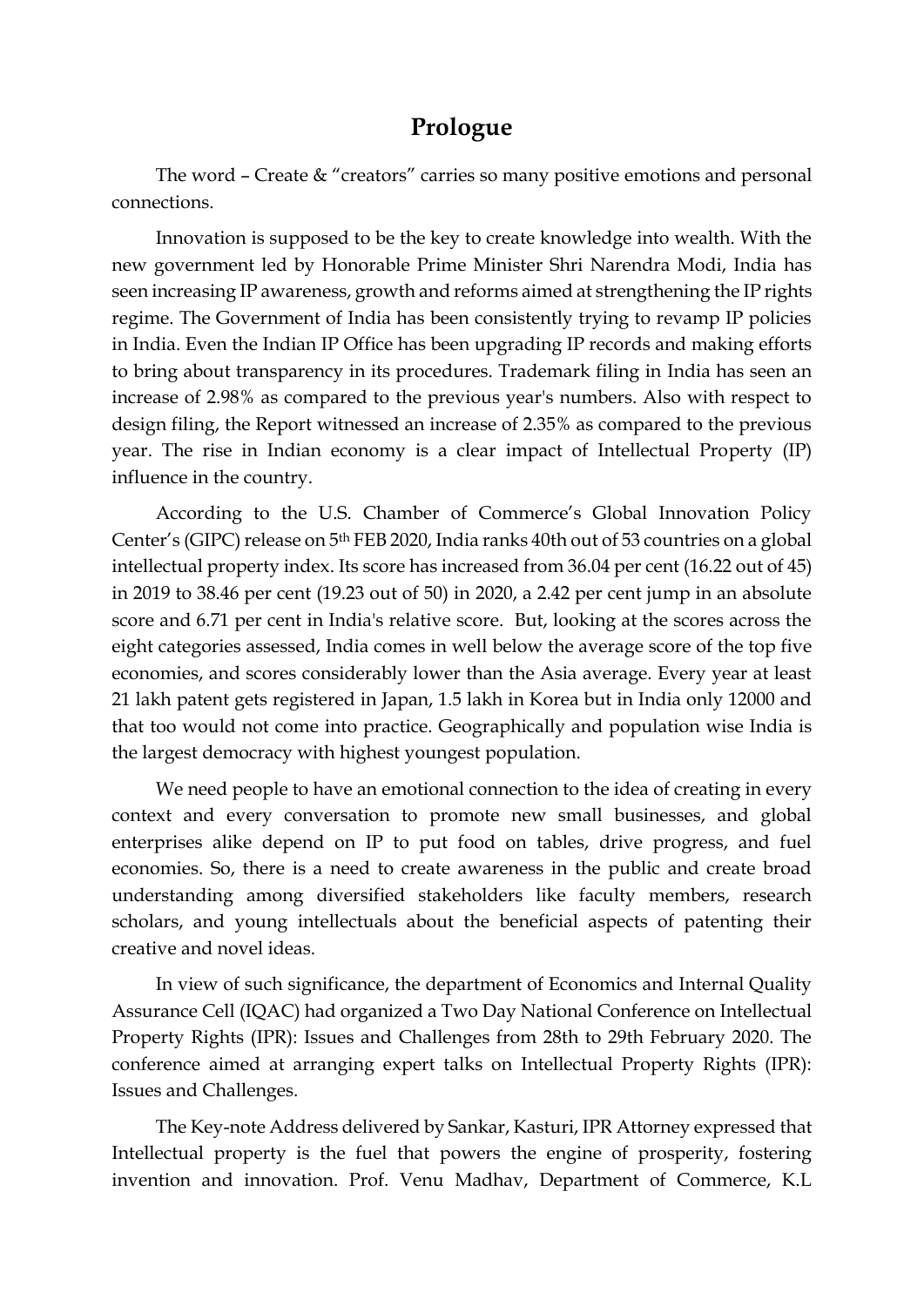# Prologue

The word – Create & "creators" carries so many positive emotions and personal connections.

Innovation is supposed to be the key to create knowledge into wealth. With the new government led by Honorable Prime Minister Shri Narendra Modi, India has seen increasing IP awareness, growth and reforms aimed at strengthening the IP rights regime. The Government of India has been consistently trying to revamp IP policies in India. Even the Indian IP Office has been upgrading IP records and making efforts to bring about transparency in its procedures. Trademark filing in India has seen an increase of 2.98% as compared to the previous year's numbers. Also with respect to design filing, the Report witnessed an increase of 2.35% as compared to the previous year. The rise in Indian economy is a clear impact of Intellectual Property (IP) influence in the country.

According to the U.S. Chamber of Commerce's Global Innovation Policy Center's (GIPC) release on 5th FEB 2020, India ranks 40th out of 53 countries on a global intellectual property index. Its score has increased from 36.04 per cent (16.22 out of 45) in 2019 to 38.46 per cent (19.23 out of 50) in 2020, a 2.42 per cent jump in an absolute score and 6.71 per cent in India's relative score. But, looking at the scores across the eight categories assessed, India comes in well below the average score of the top five economies, and scores considerably lower than the Asia average. Every year at least 21 lakh patent gets registered in Japan, 1.5 lakh in Korea but in India only 12000 and that too would not come into practice. Geographically and population wise India is the largest democracy with highest youngest population.

We need people to have an emotional connection to the idea of creating in every context and every conversation to promote new small businesses, and global enterprises alike depend on IP to put food on tables, drive progress, and fuel economies. So, there is a need to create awareness in the public and create broad understanding among diversified stakeholders like faculty members, research scholars, and young intellectuals about the beneficial aspects of patenting their creative and novel ideas.

In view of such significance, the department of Economics and Internal Quality Assurance Cell (IQAC) had organized a Two Day National Conference on Intellectual Property Rights (IPR): Issues and Challenges from 28th to 29th February 2020. The conference aimed at arranging expert talks on Intellectual Property Rights (IPR): Issues and Challenges.

The Key-note Address delivered by Sankar, Kasturi, IPR Attorney expressed that Intellectual property is the fuel that powers the engine of prosperity, fostering invention and innovation. Prof. Venu Madhav, Department of Commerce, K.L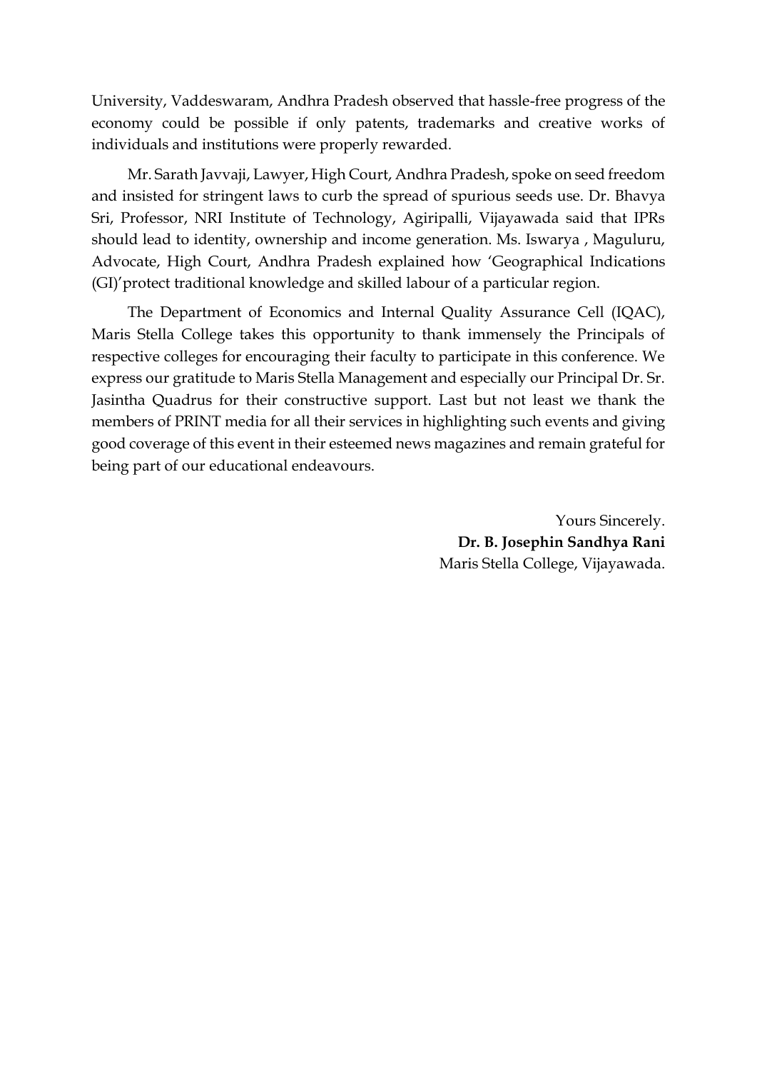University, Vaddeswaram, Andhra Pradesh observed that hassle-free progress of the economy could be possible if only patents, trademarks and creative works of individuals and institutions were properly rewarded.

Mr. Sarath Javvaji, Lawyer, High Court, Andhra Pradesh, spoke on seed freedom and insisted for stringent laws to curb the spread of spurious seeds use. Dr. Bhavya Sri, Professor, NRI Institute of Technology, Agiripalli, Vijayawada said that IPRs should lead to identity, ownership and income generation. Ms. Iswarya , Maguluru, Advocate, High Court, Andhra Pradesh explained how 'Geographical Indications (GI)'protect traditional knowledge and skilled labour of a particular region.

The Department of Economics and Internal Quality Assurance Cell (IQAC), Maris Stella College takes this opportunity to thank immensely the Principals of respective colleges for encouraging their faculty to participate in this conference. We express our gratitude to Maris Stella Management and especially our Principal Dr. Sr. Jasintha Quadrus for their constructive support. Last but not least we thank the members of PRINT media for all their services in highlighting such events and giving good coverage of this event in their esteemed news magazines and remain grateful for being part of our educational endeavours.

Yours Sincerely.
**Dr. B. Josephin Sandhya Rani**
Maris Stella College, Vijayawada.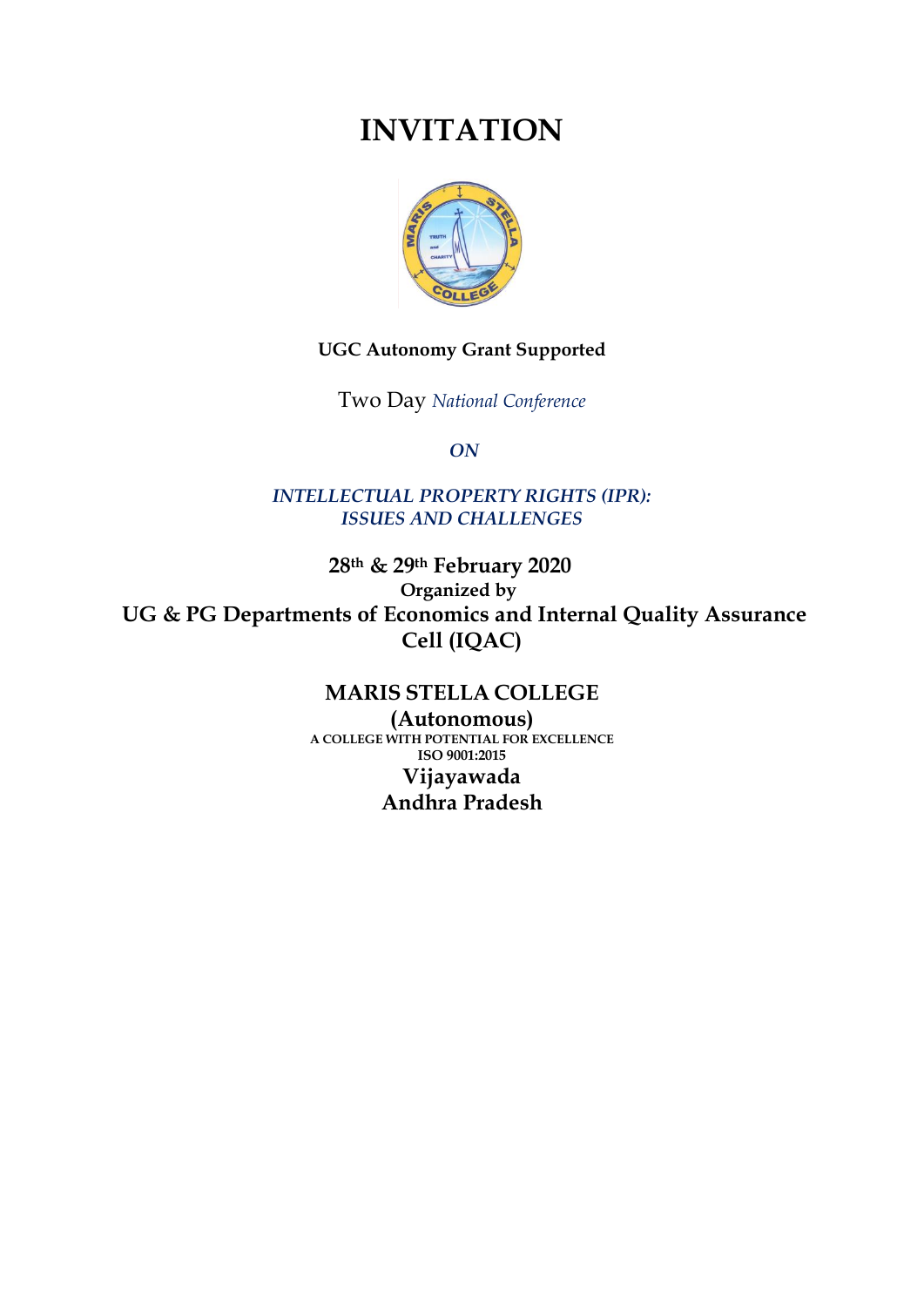# INVITATION

**UGC Autonomy Grant Supported**

Two Day *National Conference*

*ON*

*INTELLECTUAL PROPERTY RIGHTS (IPR): ISSUES AND CHALLENGES*

**28th & 29th February 2020**

**Organized by**

**UG & PG Departments of Economics and Internal Quality Assurance Cell (IQAC)**

**MARIS STELLA COLLEGE**

**(Autonomous)**

**A COLLEGE WITH POTENTIAL FOR EXCELLENCE**

**ISO 9001:2015**

**Vijayawada**

**Andhra Pradesh**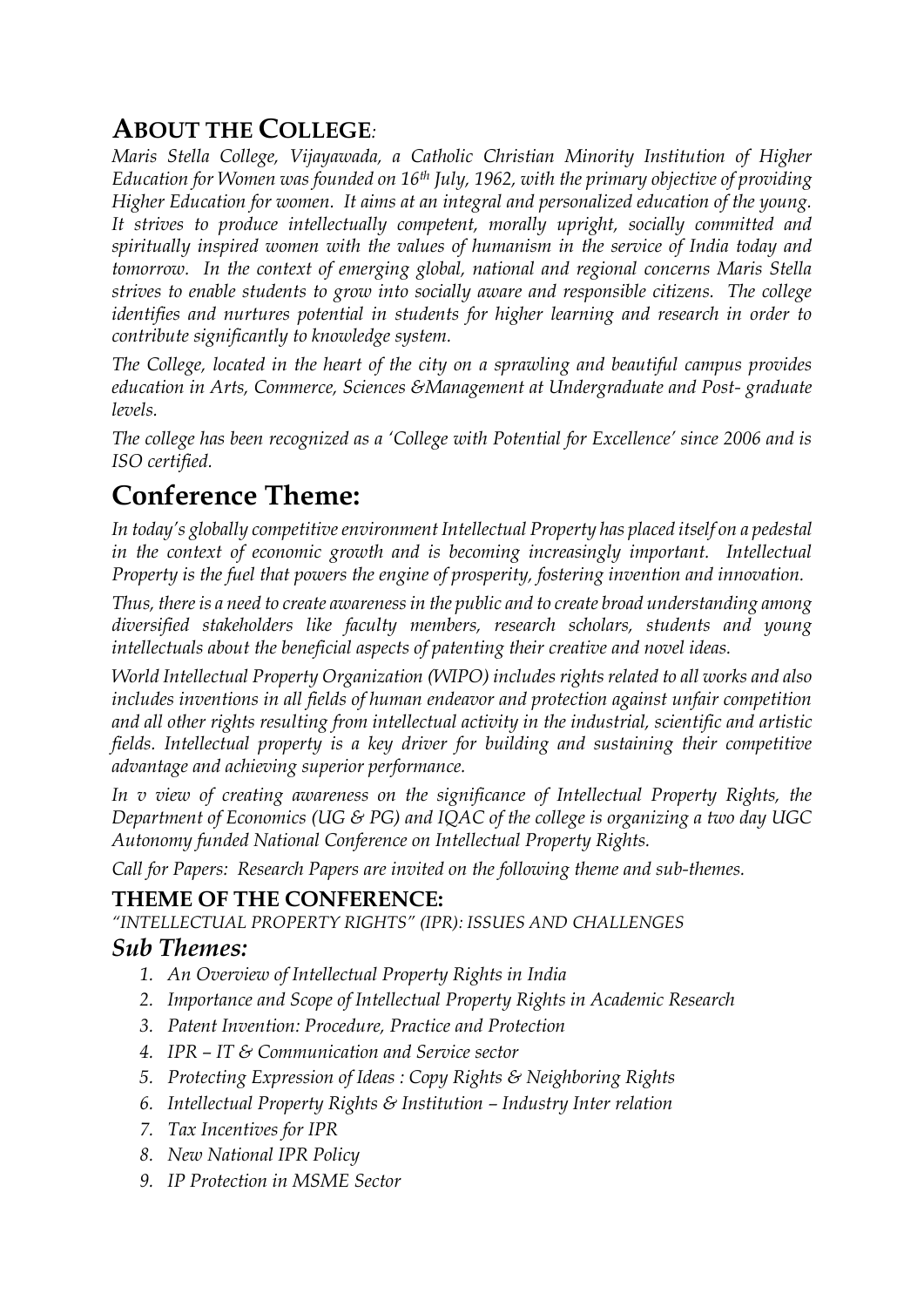## About the College:

*Maris Stella College, Vijayawada, a Catholic Christian Minority Institution of Higher Education for Women was founded on 16th July, 1962, with the primary objective of providing Higher Education for women. It aims at an integral and personalized education of the young. It strives to produce intellectually competent, morally upright, socially committed and spiritually inspired women with the values of humanism in the service of India today and tomorrow. In the context of emerging global, national and regional concerns Maris Stella strives to enable students to grow into socially aware and responsible citizens. The college identifies and nurtures potential in students for higher learning and research in order to contribute significantly to knowledge system.*

*The College, located in the heart of the city on a sprawling and beautiful campus provides education in Arts, Commerce, Sciences &Management at Undergraduate and Post- graduate levels.*

*The college has been recognized as a 'College with Potential for Excellence' since 2006 and is ISO certified.*

# Conference Theme:

*In today's globally competitive environment Intellectual Property has placed itself on a pedestal in the context of economic growth and is becoming increasingly important. Intellectual Property is the fuel that powers the engine of prosperity, fostering invention and innovation.*

*Thus, there is a need to create awareness in the public and to create broad understanding among diversified stakeholders like faculty members, research scholars, students and young intellectuals about the beneficial aspects of patenting their creative and novel ideas.*

*World Intellectual Property Organization (WIPO) includes rights related to all works and also includes inventions in all fields of human endeavor and protection against unfair competition and all other rights resulting from intellectual activity in the industrial, scientific and artistic fields. Intellectual property is a key driver for building and sustaining their competitive advantage and achieving superior performance.*

*In v view of creating awareness on the significance of Intellectual Property Rights, the Department of Economics (UG & PG) and IQAC of the college is organizing a two day UGC Autonomy funded National Conference on Intellectual Property Rights.*

*Call for Papers: Research Papers are invited on the following theme and sub-themes.*

### THEME OF THE CONFERENCE:

*"INTELLECTUAL PROPERTY RIGHTS" (IPR): ISSUES AND CHALLENGES*

### *Sub Themes:*

1. *An Overview of Intellectual Property Rights in India*
2. *Importance and Scope of Intellectual Property Rights in Academic Research*
3. *Patent Invention: Procedure, Practice and Protection*
4. *IPR – IT & Communication and Service sector*
5. *Protecting Expression of Ideas : Copy Rights & Neighboring Rights*
6. *Intellectual Property Rights & Institution – Industry Inter relation*
7. *Tax Incentives for IPR*
8. *New National IPR Policy*
9. *IP Protection in MSME Sector*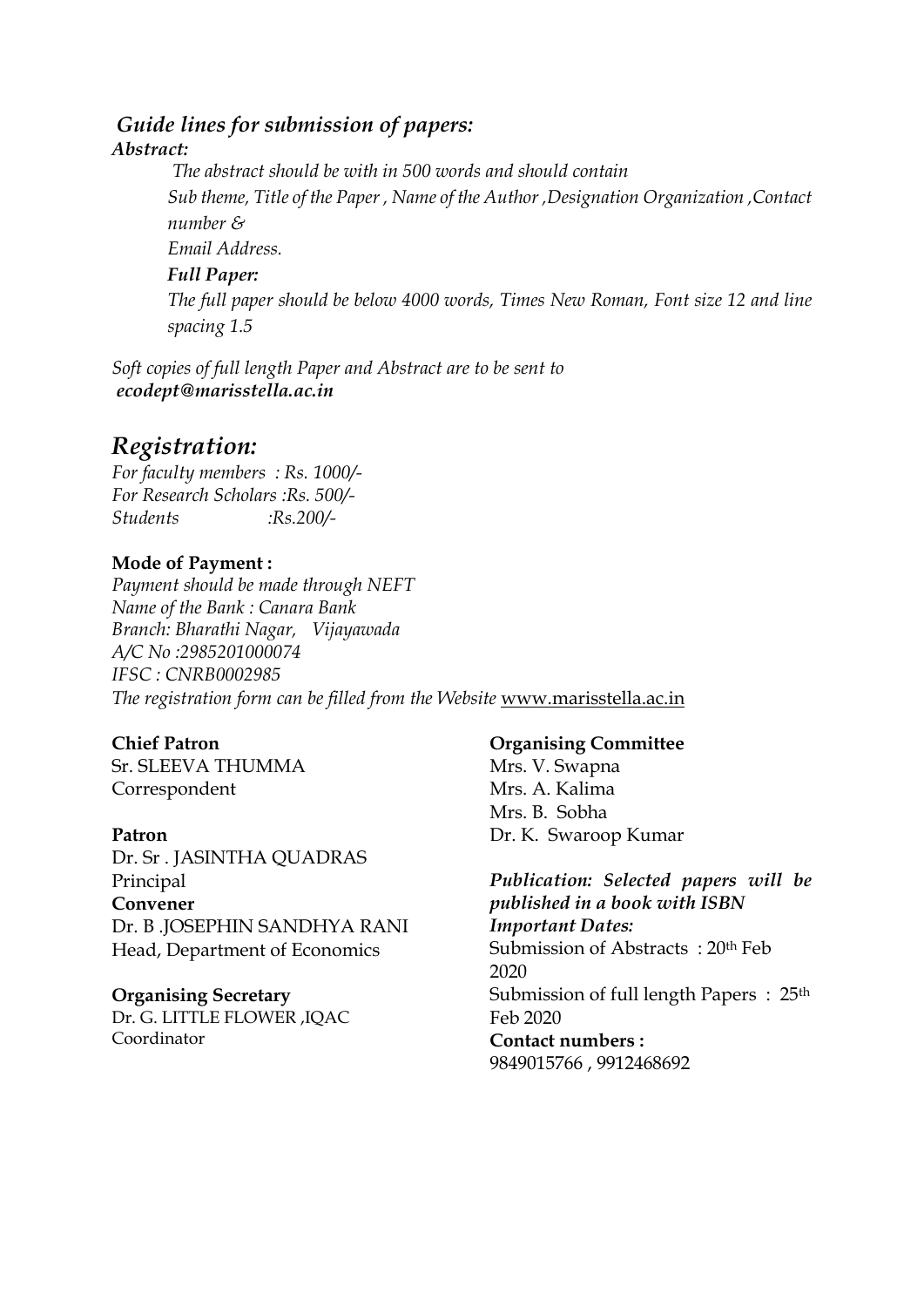### *Guide lines for submission of papers:*

***Abstract:***

*The abstract should be with in 500 words and should contain Sub theme, Title of the Paper , Name of the Author ,Designation Organization ,Contact number &*
*Email Address.*

***Full Paper:***

*The full paper should be below 4000 words, Times New Roman, Font size 12 and line spacing 1.5*

*Soft copies of full length Paper and Abstract are to be sent to*
***ecodept@marisstella.ac.in***

## *Registration:*

*For faculty members : Rs. 1000/-*
*For Research Scholars :Rs. 500/-*
*Students :Rs.200/-*

**Mode of Payment :**

*Payment should be made through NEFT*
*Name of the Bank : Canara Bank*
*Branch: Bharathi Nagar, Vijayawada*
*A/C No :2985201000074*
*IFSC : CNRB0002985*
*The registration form can be filled from the Website* www.marisstella.ac.in

**Chief Patron**
Sr. SLEEVA THUMMA
Correspondent

**Patron**
Dr. Sr . JASINTHA QUADRAS
Principal

**Convener**
Dr. B .JOSEPHIN SANDHYA RANI
Head, Department of Economics

**Organising Secretary**
Dr. G. LITTLE FLOWER ,IQAC Coordinator

**Organising Committee**
Mrs. V. Swapna
Mrs. A. Kalima
Mrs. B. Sobha
Dr. K. Swaroop Kumar

***Publication: Selected papers will be published in a book with ISBN***

***Important Dates:***
Submission of Abstracts : 20th Feb 2020
Submission of full length Papers : 25th Feb 2020

**Contact numbers :**
9849015766 , 9912468692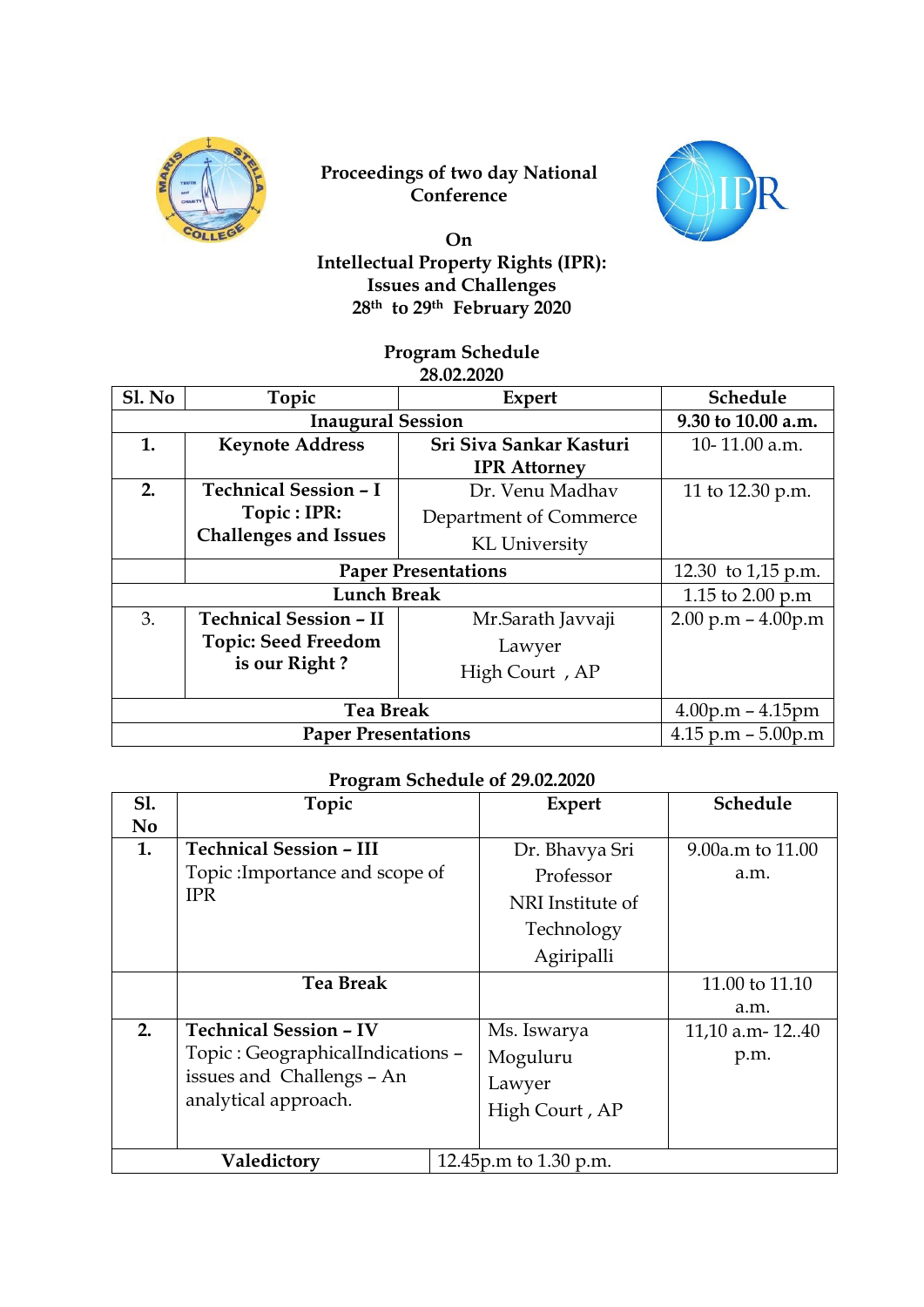**Proceedings of two day National Conference**

**On**

**Intellectual Property Rights (IPR): Issues and Challenges**

**28th to 29th February 2020**

**Program Schedule**

**28.02.2020**

| Sl. No | Topic | Expert | Schedule |
|---|---|---|---|
| | **Inaugural Session** | | **9.30 to 10.00 a.m.** |
| **1.** | **Keynote Address** | **Sri Siva Sankar Kasturi IPR Attorney** | 10- 11.00 a.m. |
| **2.** | **Technical Session – I Topic : IPR: Challenges and Issues** | Dr. Venu Madhav Department of Commerce KL University | 11 to 12.30 p.m. |
| | **Paper Presentations** | | 12.30 to 1,15 p.m. |
| | **Lunch Break** | | 1.15 to 2.00 p.m |
| 3. | **Technical Session – II Topic: Seed Freedom is our Right ?** | Mr.Sarath Javvaji Lawyer High Court , AP | 2.00 p.m – 4.00p.m |
| | **Tea Break** | | 4.00p.m – 4.15pm |
| | **Paper Presentations** | | 4.15 p.m – 5.00p.m |

**Program Schedule of 29.02.2020**

| Sl. No | Topic | Expert | Schedule |
|---|---|---|---|
| **1.** | **Technical Session – III** Topic :Importance and scope of IPR | Dr. Bhavya Sri Professor NRI Institute of Technology Agiripalli | 9.00a.m to 11.00 a.m. |
| | **Tea Break** | | 11.00 to 11.10 a.m. |
| **2.** | **Technical Session – IV** Topic : GeographicalIndications – issues and Challengs – An analytical approach. | Ms. Iswarya Moguluru Lawyer High Court , AP | 11,10 a.m- 12..40 p.m. |
| | **Valedictory** | 12.45p.m to 1.30 p.m. | |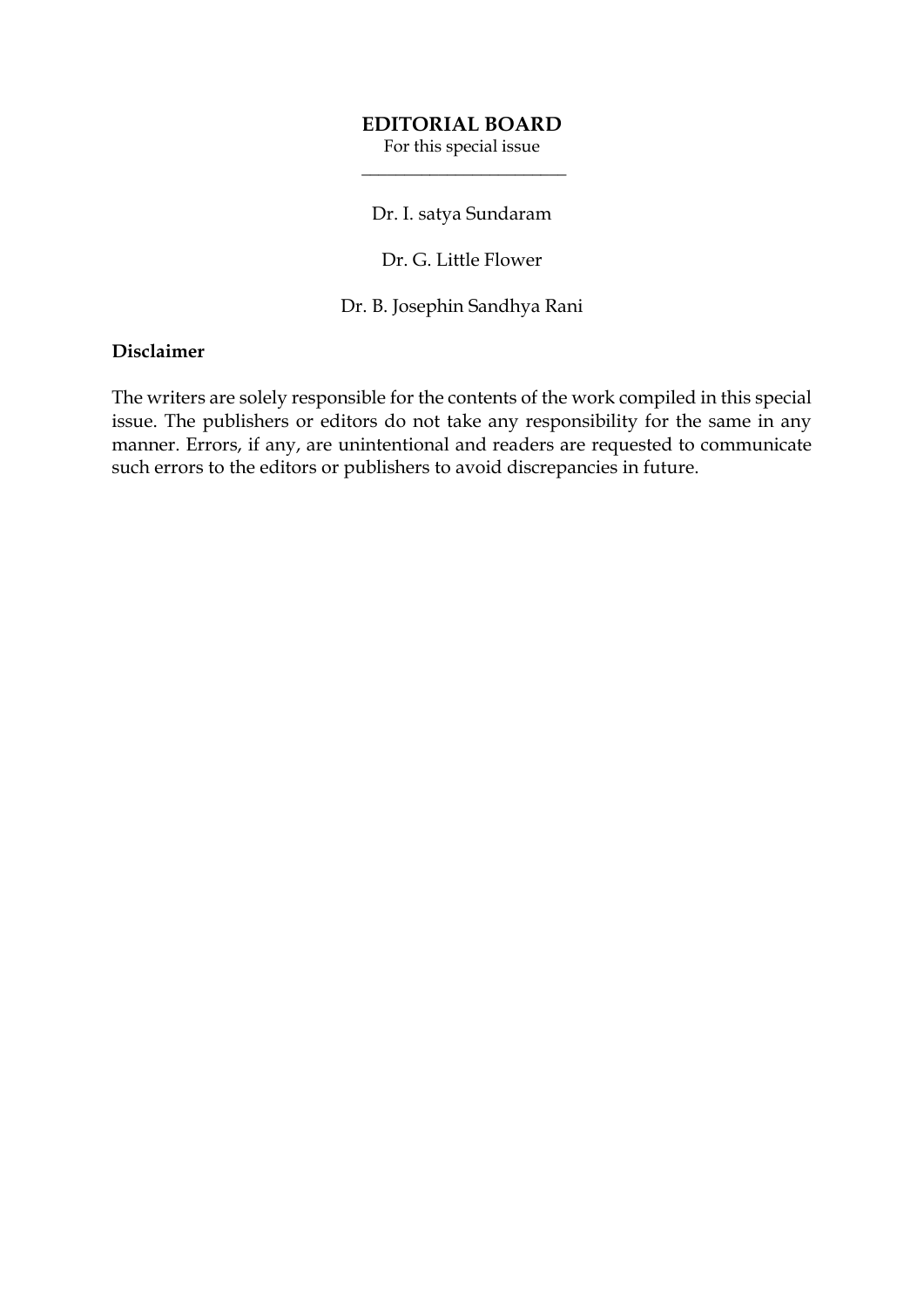# EDITORIAL BOARD

For this special issue

Dr. I. satya Sundaram

Dr. G. Little Flower

Dr. B. Josephin Sandhya Rani

**Disclaimer**

The writers are solely responsible for the contents of the work compiled in this special issue. The publishers or editors do not take any responsibility for the same in any manner. Errors, if any, are unintentional and readers are requested to communicate such errors to the editors or publishers to avoid discrepancies in future.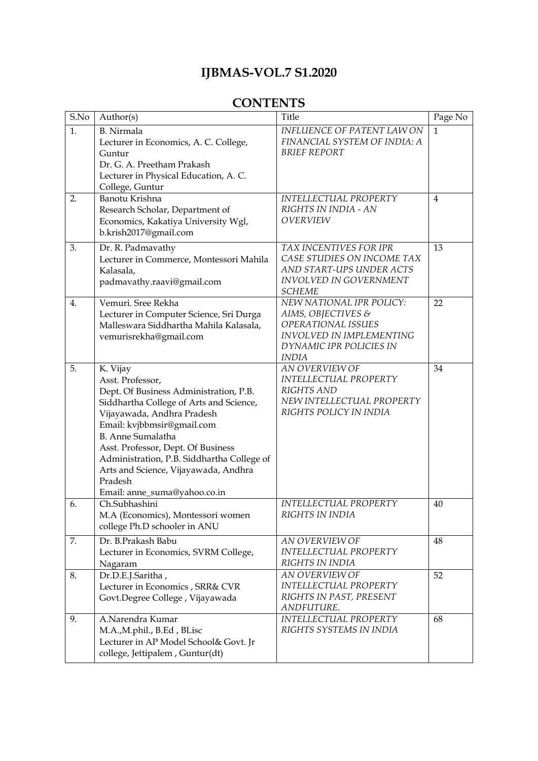# IJBMAS-VOL.7 S1.2020

## CONTENTS

| S.No | Author(s) | Title | Page No |
|---|---|---|---|
| 1. | B. Nirmala<br>Lecturer in Economics, A. C. College, Guntur<br>Dr. G. A. Preetham Prakash<br>Lecturer in Physical Education, A. C. College, Guntur | *INFLUENCE OF PATENT LAW ON FINANCIAL SYSTEM OF INDIA: A BRIEF REPORT* | 1 |
| 2. | Banotu Krishna<br>Research Scholar, Department of Economics, Kakatiya University Wgl,<br>b.krish2017@gmail.com | *INTELLECTUAL PROPERTY RIGHTS IN INDIA - AN OVERVIEW* | 4 |
| 3. | Dr. R. Padmavathy<br>Lecturer in Commerce, Montessori Mahila Kalasala,<br>padmavathy.raavi@gmail.com | *TAX INCENTIVES FOR IPR CASE STUDIES ON INCOME TAX AND START-UPS UNDER ACTS INVOLVED IN GOVERNMENT SCHEME* | 13 |
| 4. | Vemuri. Sree Rekha<br>Lecturer in Computer Science, Sri Durga Malleswara Siddhartha Mahila Kalasala,<br>vemurisrekha@gmail.com | *NEW NATIONAL IPR POLICY: AIMS, OBJECTIVES & OPERATIONAL ISSUES INVOLVED IN IMPLEMENTING DYNAMIC IPR POLICIES IN INDIA* | 22 |
| 5. | K. Vijay<br>Asst. Professor,<br>Dept. Of Business Administration, P.B. Siddhartha College of Arts and Science, Vijayawada, Andhra Pradesh<br>Email: kvjbbmsir@gmail.com<br>B. Anne Sumalatha<br>Asst. Professor, Dept. Of Business Administration, P.B. Siddhartha College of Arts and Science, Vijayawada, Andhra Pradesh<br>Email: anne_suma@yahoo.co.in | *AN OVERVIEW OF INTELLECTUAL PROPERTY RIGHTS AND NEW INTELLECTUAL PROPERTY RIGHTS POLICY IN INDIA* | 34 |
| 6. | Ch.Subhashini<br>M.A (Economics), Montessori women college Ph.D schooler in ANU | *INTELLECTUAL PROPERTY RIGHTS IN INDIA* | 40 |
| 7. | Dr. B.Prakash Babu<br>Lecturer in Economics, SVRM College, Nagaram | *AN OVERVIEW OF INTELLECTUAL PROPERTY RIGHTS IN INDIA* | 48 |
| 8. | Dr.D.E.J.Saritha ,<br>Lecturer in Economics , SRR& CVR Govt.Degree College , Vijayawada | *AN OVERVIEW OF INTELLECTUAL PROPERTY RIGHTS IN PAST, PRESENT ANDFUTURE.* | 52 |
| 9. | A.Narendra Kumar<br>M.A.,M.phil., B.Ed , BLisc<br>Lecturer in AP Model School& Govt. Jr college, Jettipalem , Guntur(dt) | *INTELLECTUAL PROPERTY RIGHTS SYSTEMS IN INDIA* | 68 |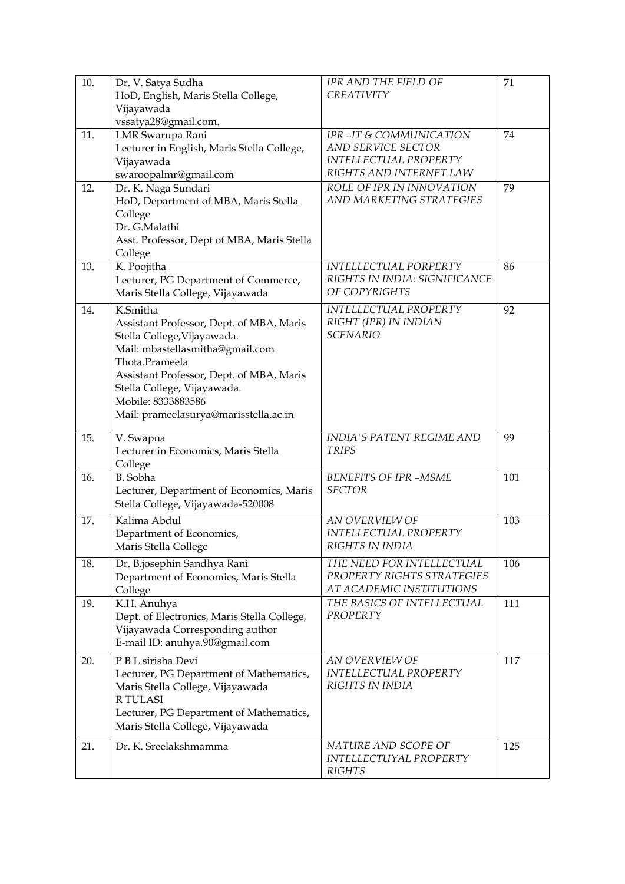| 10. | Dr. V. Satya Sudha<br>HoD, English, Maris Stella College, Vijayawada<br>vssatya28@gmail.com. | *IPR AND THE FIELD OF CREATIVITY* | 71 |
|---|---|---|---|
| 11. | LMR Swarupa Rani<br>Lecturer in English, Maris Stella College, Vijayawada<br>swaroopalmr@gmail.com | *IPR –IT & COMMUNICATION AND SERVICE SECTOR INTELLECTUAL PROPERTY RIGHTS AND INTERNET LAW* | 74 |
| 12. | Dr. K. Naga Sundari<br>HoD, Department of MBA, Maris Stella College<br>Dr. G.Malathi<br>Asst. Professor, Dept of MBA, Maris Stella College | *ROLE OF IPR IN INNOVATION AND MARKETING STRATEGIES* | 79 |
| 13. | K. Poojitha<br>Lecturer, PG Department of Commerce, Maris Stella College, Vijayawada | *INTELLECTUAL PORPERTY RIGHTS IN INDIA: SIGNIFICANCE OF COPYRIGHTS* | 86 |
| 14. | K.Smitha<br>Assistant Professor, Dept. of MBA, Maris Stella College,Vijayawada.<br>Mail: mbastellasmitha@gmail.com<br>Thota.Prameela<br>Assistant Professor, Dept. of MBA, Maris Stella College, Vijayawada.<br>Mobile: 8333883586<br>Mail: prameelasurya@marisstella.ac.in | *INTELLECTUAL PROPERTY RIGHT (IPR) IN INDIAN SCENARIO* | 92 |
| 15. | V. Swapna<br>Lecturer in Economics, Maris Stella College | *INDIA'S PATENT REGIME AND TRIPS* | 99 |
| 16. | B. Sobha<br>Lecturer, Department of Economics, Maris Stella College, Vijayawada-520008 | *BENEFITS OF IPR –MSME SECTOR* | 101 |
| 17. | Kalima Abdul<br>Department of Economics,<br>Maris Stella College | *AN OVERVIEW OF INTELLECTUAL PROPERTY RIGHTS IN INDIA* | 103 |
| 18. | Dr. B.josephin Sandhya Rani<br>Department of Economics, Maris Stella College | *THE NEED FOR INTELLECTUAL PROPERTY RIGHTS STRATEGIES AT ACADEMIC INSTITUTIONS* | 106 |
| 19. | K.H. Anuhya<br>Dept. of Electronics, Maris Stella College, Vijayawada Corresponding author<br>E-mail ID: anuhya.90@gmail.com | *THE BASICS OF INTELLECTUAL PROPERTY* | 111 |
| 20. | P B L sirisha Devi<br>Lecturer, PG Department of Mathematics, Maris Stella College, Vijayawada<br>R TULASI<br>Lecturer, PG Department of Mathematics, Maris Stella College, Vijayawada | *AN OVERVIEW OF INTELLECTUAL PROPERTY RIGHTS IN INDIA* | 117 |
| 21. | Dr. K. Sreelakshmamma | *NATURE AND SCOPE OF INTELLECTUYAL PROPERTY RIGHTS* | 125 |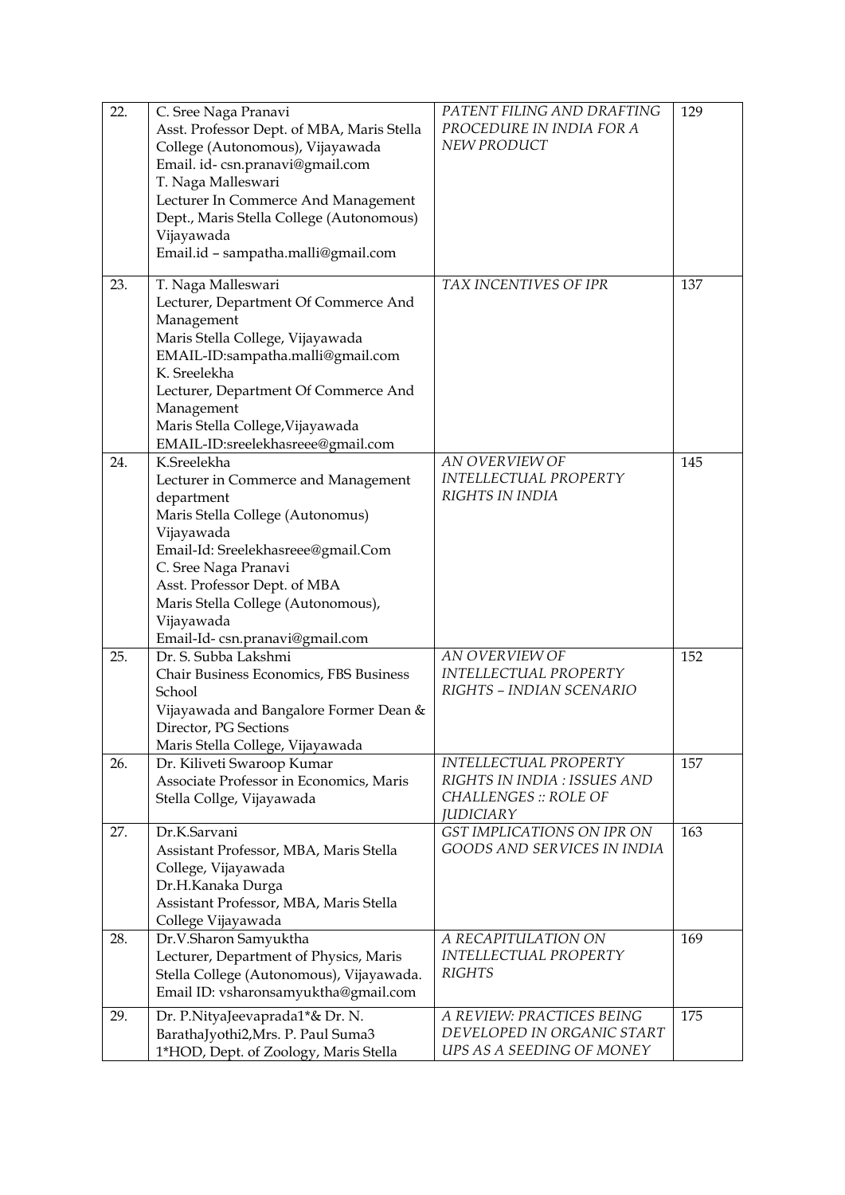| | | | |
|---|---|---|---|
| 22. | C. Sree Naga Pranavi<br>Asst. Professor Dept. of MBA, Maris Stella College (Autonomous), Vijayawada<br>Email. id- csn.pranavi@gmail.com<br>T. Naga Malleswari<br>Lecturer In Commerce And Management Dept., Maris Stella College (Autonomous) Vijayawada<br>Email.id – sampatha.malli@gmail.com | *PATENT FILING AND DRAFTING PROCEDURE IN INDIA FOR A NEW PRODUCT* | 129 |
| 23. | T. Naga Malleswari<br>Lecturer, Department Of Commerce And Management<br>Maris Stella College, Vijayawada<br>EMAIL-ID:sampatha.malli@gmail.com<br>K. Sreelekha<br>Lecturer, Department Of Commerce And Management<br>Maris Stella College,Vijayawada<br>EMAIL-ID:sreelekhasreee@gmail.com | *TAX INCENTIVES OF IPR* | 137 |
| 24. | K.Sreelekha<br>Lecturer in Commerce and Management department<br>Maris Stella College (Autonomus) Vijayawada<br>Email-Id: Sreelekhasreee@gmail.Com<br>C. Sree Naga Pranavi<br>Asst. Professor Dept. of MBA<br>Maris Stella College (Autonomous), Vijayawada<br>Email-Id- csn.pranavi@gmail.com | *AN OVERVIEW OF INTELLECTUAL PROPERTY RIGHTS IN INDIA* | 145 |
| 25. | Dr. S. Subba Lakshmi<br>Chair Business Economics, FBS Business School<br>Vijayawada and Bangalore Former Dean & Director, PG Sections<br>Maris Stella College, Vijayawada | *AN OVERVIEW OF INTELLECTUAL PROPERTY RIGHTS – INDIAN SCENARIO* | 152 |
| 26. | Dr. Kiliveti Swaroop Kumar<br>Associate Professor in Economics, Maris Stella Collge, Vijayawada | *INTELLECTUAL PROPERTY RIGHTS IN INDIA : ISSUES AND CHALLENGES :: ROLE OF JUDICIARY* | 157 |
| 27. | Dr.K.Sarvani<br>Assistant Professor, MBA, Maris Stella College, Vijayawada<br>Dr.H.Kanaka Durga<br>Assistant Professor, MBA, Maris Stella College Vijayawada | *GST IMPLICATIONS ON IPR ON GOODS AND SERVICES IN INDIA* | 163 |
| 28. | Dr.V.Sharon Samyuktha<br>Lecturer, Department of Physics, Maris Stella College (Autonomous), Vijayawada.<br>Email ID: vsharonsamyuktha@gmail.com | *A RECAPITULATION ON INTELLECTUAL PROPERTY RIGHTS* | 169 |
| 29. | Dr. P.NityaJeevaprada1*& Dr. N. BarathaJyothi2,Mrs. P. Paul Suma3<br>1*HOD, Dept. of Zoology, Maris Stella | *A REVIEW: PRACTICES BEING DEVELOPED IN ORGANIC START UPS AS A SEEDING OF MONEY* | 175 |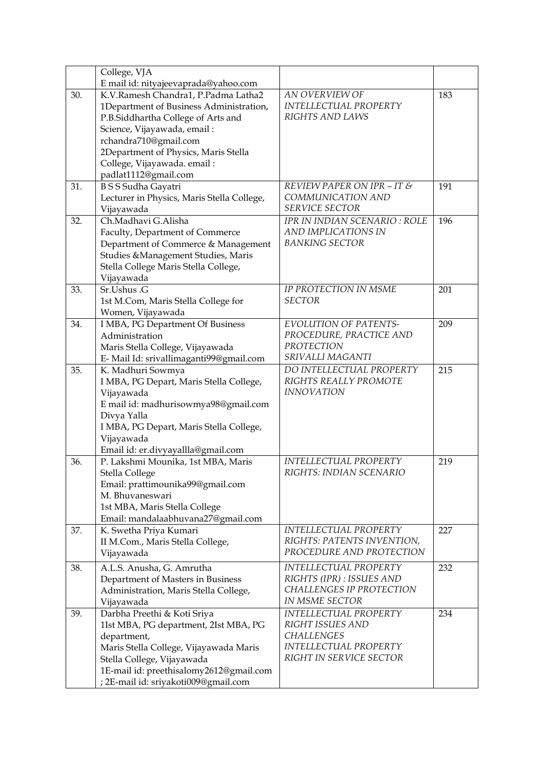| | | | |
|---|---|---|---|
| | College, VJA<br>E mail id: nityajeevaprada@yahoo.com | | |
| 30. | K.V.Ramesh Chandra1, P.Padma Latha2<br>1Department of Business Administration, P.B.Siddhartha College of Arts and Science, Vijayawada, email : rchandra710@gmail.com<br>2Department of Physics, Maris Stella College, Vijayawada. email : padlat1112@gmail.com | *AN OVERVIEW OF INTELLECTUAL PROPERTY RIGHTS AND LAWS* | 183 |
| 31. | B S S Sudha Gayatri<br>Lecturer in Physics, Maris Stella College, Vijayawada | *REVIEW PAPER ON IPR – IT & COMMUNICATION AND SERVICE SECTOR* | 191 |
| 32. | Ch.Madhavi G.Alisha<br>Faculty, Department of Commerce<br>Department of Commerce & Management Studies &Management Studies, Maris Stella College Maris Stella College, Vijayawada | *IPR IN INDIAN SCENARIO : ROLE AND IMPLICATIONS IN BANKING SECTOR* | 196 |
| 33. | Sr.Ushus .G<br>1st M.Com, Maris Stella College for Women, Vijayawada | *IP PROTECTION IN MSME SECTOR* | 201 |
| 34. | I MBA, PG Department Of Business Administration<br>Maris Stella College, Vijayawada<br>E- Mail Id: srivallimaganti99@gmail.com | *EVOLUTION OF PATENTS-PROCEDURE, PRACTICE AND PROTECTION*<br>*SRIVALLI MAGANTI* | 209 |
| 35. | K. Madhuri Sowmya<br>I MBA, PG Depart, Maris Stella College, Vijayawada<br>E mail id: madhurisowmya98@gmail.com<br>Divya Yalla<br>I MBA, PG Depart, Maris Stella College, Vijayawada<br>Email id: er.divyayallla@gmail.com | *DO INTELLECTUAL PROPERTY RIGHTS REALLY PROMOTE INNOVATION* | 215 |
| 36. | P. Lakshmi Mounika, 1st MBA, Maris Stella College<br>Email: prattimounika99@gmail.com<br>M. Bhuvaneswari<br>1st MBA, Maris Stella College<br>Email: mandalaabhuvana27@gmail.com | *INTELLECTUAL PROPERTY RIGHTS: INDIAN SCENARIO* | 219 |
| 37. | K. Swetha Priya Kumari<br>II M.Com., Maris Stella College, Vijayawada | *INTELLECTUAL PROPERTY RIGHTS: PATENTS INVENTION, PROCEDURE AND PROTECTION* | 227 |
| 38. | A.L.S. Anusha, G. Amrutha<br>Department of Masters in Business Administration, Maris Stella College, Vijayawada | *INTELLECTUAL PROPERTY RIGHTS (IPR) : ISSUES AND CHALLENGES IP PROTECTION IN MSME SECTOR* | 232 |
| 39. | Darbha Preethi & Koti Sriya<br>1Ist MBA, PG department, 2Ist MBA, PG department,<br>Maris Stella College, Vijayawada Maris Stella College, Vijayawada<br>1E-mail id: preethisalomy2612@gmail.com ; 2E-mail id: sriyakoti009@gmail.com | *INTELLECTUAL PROPERTY RIGHT ISSUES AND CHALLENGES*<br>*INTELLECTUAL PROPERTY RIGHT IN SERVICE SECTOR* | 234 |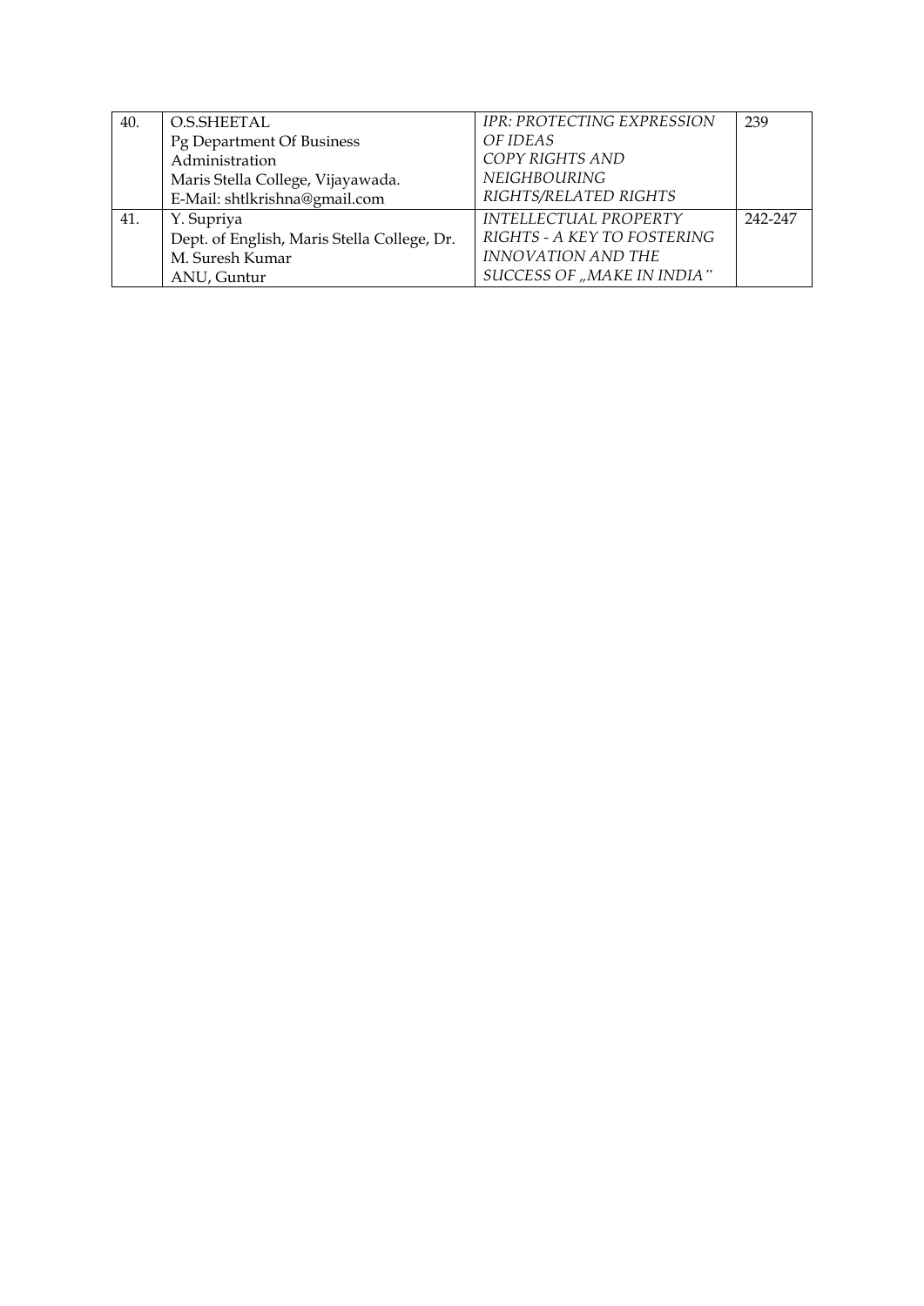| | | | |
|---|---|---|---|
| 40. | O.S.SHEETAL<br>Pg Department Of Business Administration<br>Maris Stella College, Vijayawada.<br>E-Mail: shtlkrishna@gmail.com | *IPR: PROTECTING EXPRESSION OF IDEAS COPY RIGHTS AND NEIGHBOURING RIGHTS/RELATED RIGHTS* | 239 |
| 41. | Y. Supriya<br>Dept. of English, Maris Stella College, Dr. M. Suresh Kumar<br>ANU, Guntur | *INTELLECTUAL PROPERTY RIGHTS - A KEY TO FOSTERING INNOVATION AND THE SUCCESS OF „MAKE IN INDIA"* | 242-247 |